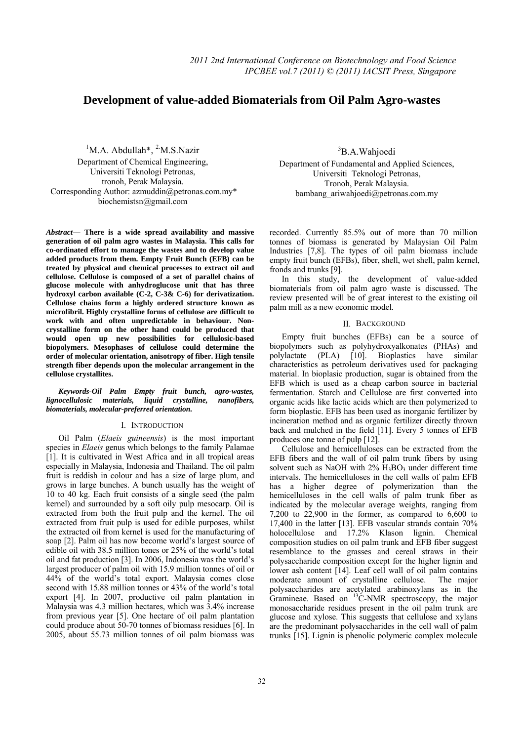# Development of value-added Biomaterials from Oil Palm Agro-wastes

[1]M.A. Abdullah*, [2]M.S.Nazir

Department of Chemical Engineering,
Universiti Teknologi Petronas,
tronoh, Perak Malaysia.
Corresponding Author: azmuddin@petronas.com.my*
biochemistsn@gmail.com

[3]B.A.Wahjoedi

Department of Fundamental and Applied Sciences,
Universiti Teknologi Petronas,
Tronoh, Perak Malaysia.
bambang_ariwahjoedi@petronas.com.my

***Abstract*— There is a wide spread availability and massive generation of oil palm agro wastes in Malaysia. This calls for co-ordinated effort to manage the wastes and to develop value added products from them. Empty Fruit Bunch (EFB) can be treated by physical and chemical processes to extract oil and cellulose. Cellulose is composed of a set of parallel chains of glucose molecule with anhydroglucose unit that has three hydroxyl carbon available (C-2, C-3& C-6) for derivatization. Cellulose chains form a highly ordered structure known as microfibril. Highly crystalline forms of cellulose are difficult to work with and often unpredictable in behaviour. Non-crystalline form on the other hand could be produced that would open up new possibilities for cellulosic-based biopolymers. Mesophases of cellulose could determine the order of molecular orientation, anisotropy of fiber. High tensile strength fiber depends upon the molecular arrangement in the cellulose crystallites.**

***Keywords-Oil Palm Empty fruit bunch, agro-wastes, lignocellulosic materials, liquid crystalline, nanofibers, biomaterials, molecular-preferred orientation.***

## I. Introduction

Oil Palm (*Elaeis guineensis*) is the most important species in *Elaeis* genus which belongs to the family Palamae [1]. It is cultivated in West Africa and in all tropical areas especially in Malaysia, Indonesia and Thailand. The oil palm fruit is reddish in colour and has a size of large plum, and grows in large bunches. A bunch usually has the weight of 10 to 40 kg. Each fruit consists of a single seed (the palm kernel) and surrounded by a soft oily pulp mesocarp. Oil is extracted from both the fruit pulp and the kernel. The oil extracted from fruit pulp is used for edible purposes, whilst the extracted oil from kernel is used for the manufacturing of soap [2]. Palm oil has now become world's largest source of edible oil with 38.5 million tones or 25% of the world's total oil and fat production [3]. In 2006, Indonesia was the world's largest producer of palm oil with 15.9 million tonnes of oil or 44% of the world's total export. Malaysia comes close second with 15.88 million tonnes or 43% of the world's total export [4]. In 2007, productive oil palm plantation in Malaysia was 4.3 million hectares, which was 3.4% increase from previous year [5]. One hectare of oil palm plantation could produce about 50-70 tonnes of biomass residues [6]. In 2005, about 55.73 million tonnes of oil palm biomass was recorded. Currently 85.5% out of more than 70 million tonnes of biomass is generated by Malaysian Oil Palm Industries [7,8]. The types of oil palm biomass include empty fruit bunch (EFBs), fiber, shell, wet shell, palm kernel, fronds and trunks [9].

In this study, the development of value-added biomaterials from oil palm agro waste is discussed. The review presented will be of great interest to the existing oil palm mill as a new economic model.

## II. Background

Empty fruit bunches (EFBs) can be a source of biopolymers such as polyhydroxyalkonates (PHAs) and polylactate (PLA) [10]. Bioplastics have similar characteristics as petroleum derivatives used for packaging material. In bioplasic production, sugar is obtained from the EFB which is used as a cheap carbon source in bacterial fermentation. Starch and Cellulose are first converted into organic acids like lactic acids which are then polymerized to form bioplastic. EFB has been used as inorganic fertilizer by incineration method and as organic fertilizer directly thrown back and mulched in the field [11]. Every 5 tonnes of EFB produces one tonne of pulp [12].

Cellulose and hemicelluloses can be extracted from the EFB fibers and the wall of oil palm trunk fibers by using solvent such as NaOH with 2% $H_3BO_3$ under different time intervals. The hemicelluloses in the cell walls of palm EFB has a higher degree of polymerization than the hemicelluloses in the cell walls of palm trunk fiber as indicated by the molecular average weights, ranging from 7,200 to 22,900 in the former, as compared to 6,600 to 17,400 in the latter [13]. EFB vascular strands contain 70% holocellulose and 17.2% Klason lignin. Chemical composition studies on oil palm trunk and EFB fiber suggest resemblance to the grasses and cereal straws in their polysaccharide composition except for the higher lignin and lower ash content [14]. Leaf cell wall of oil palm contains moderate amount of crystalline cellulose. The major polysaccharides are acetylated arabinoxylans as in the Gramineae. Based on $^{13}C$-NMR spectroscopy, the major monosaccharide residues present in the oil palm trunk are glucose and xylose. This suggests that cellulose and xylans are the predominant polysaccharides in the cell wall of palm trunks [15]. Lignin is phenolic polymeric complex molecule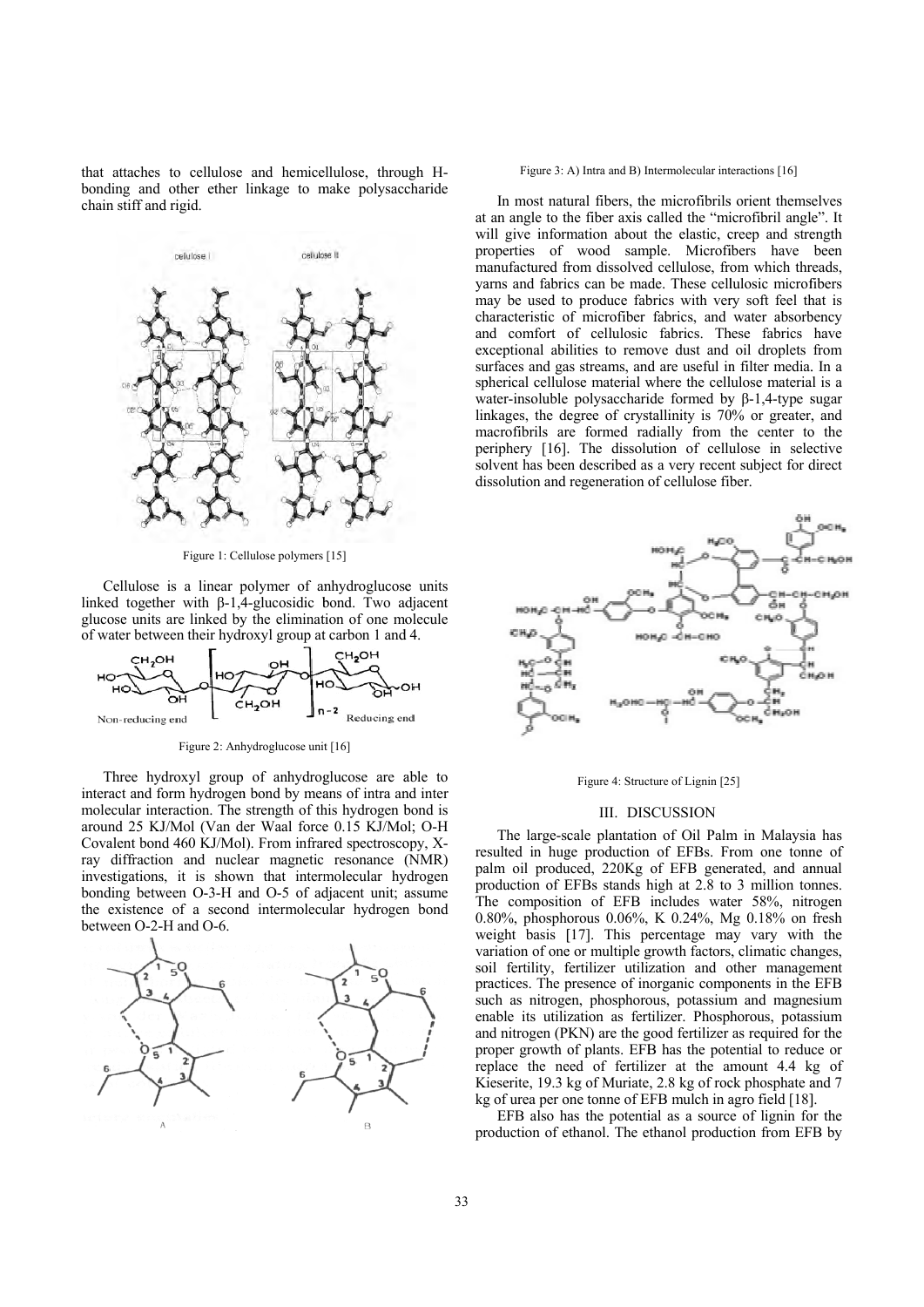that attaches to cellulose and hemicellulose, through H-bonding and other ether linkage to make polysaccharide chain stiff and rigid.

Figure 1: Cellulose polymers [15]

Cellulose is a linear polymer of anhydroglucose units linked together with β-1,4-glucosidic bond. Two adjacent glucose units are linked by the elimination of one molecule of water between their hydroxyl group at carbon 1 and 4.

Figure 2: Anhydroglucose unit [16]

Three hydroxyl group of anhydroglucose are able to interact and form hydrogen bond by means of intra and inter molecular interaction. The strength of this hydrogen bond is around 25 KJ/Mol (Van der Waal force 0.15 KJ/Mol; O-H Covalent bond 460 KJ/Mol). From infrared spectroscopy, X-ray diffraction and nuclear magnetic resonance (NMR) investigations, it is shown that intermolecular hydrogen bonding between O-3-H and O-5 of adjacent unit; assume the existence of a second intermolecular hydrogen bond between O-2-H and O-6.

Figure 3: A) Intra and B) Intermolecular interactions [16]

In most natural fibers, the microfibrils orient themselves at an angle to the fiber axis called the "microfibril angle". It will give information about the elastic, creep and strength properties of wood sample. Microfibers have been manufactured from dissolved cellulose, from which threads, yarns and fabrics can be made. These cellulosic microfibers may be used to produce fabrics with very soft feel that is characteristic of microfiber fabrics, and water absorbency and comfort of cellulosic fabrics. These fabrics have exceptional abilities to remove dust and oil droplets from surfaces and gas streams, and are useful in filter media. In a spherical cellulose material where the cellulose material is a water-insoluble polysaccharide formed by β-1,4-type sugar linkages, the degree of crystallinity is 70% or greater, and macrofibrils are formed radially from the center to the periphery [16]. The dissolution of cellulose in selective solvent has been described as a very recent subject for direct dissolution and regeneration of cellulose fiber.

Figure 4: Structure of Lignin [25]

## III. DISCUSSION

The large-scale plantation of Oil Palm in Malaysia has resulted in huge production of EFBs. From one tonne of palm oil produced, 220Kg of EFB generated, and annual production of EFBs stands high at 2.8 to 3 million tonnes. The composition of EFB includes water 58%, nitrogen 0.80%, phosphorous 0.06%, K 0.24%, Mg 0.18% on fresh weight basis [17]. This percentage may vary with the variation of one or multiple growth factors, climatic changes, soil fertility, fertilizer utilization and other management practices. The presence of inorganic components in the EFB such as nitrogen, phosphorous, potassium and magnesium enable its utilization as fertilizer. Phosphorous, potassium and nitrogen (PKN) are the good fertilizer as required for the proper growth of plants. EFB has the potential to reduce or replace the need of fertilizer at the amount 4.4 kg of Kieserite, 19.3 kg of Muriate, 2.8 kg of rock phosphate and 7 kg of urea per one tonne of EFB mulch in agro field [18].

EFB also has the potential as a source of lignin for the production of ethanol. The ethanol production from EFB by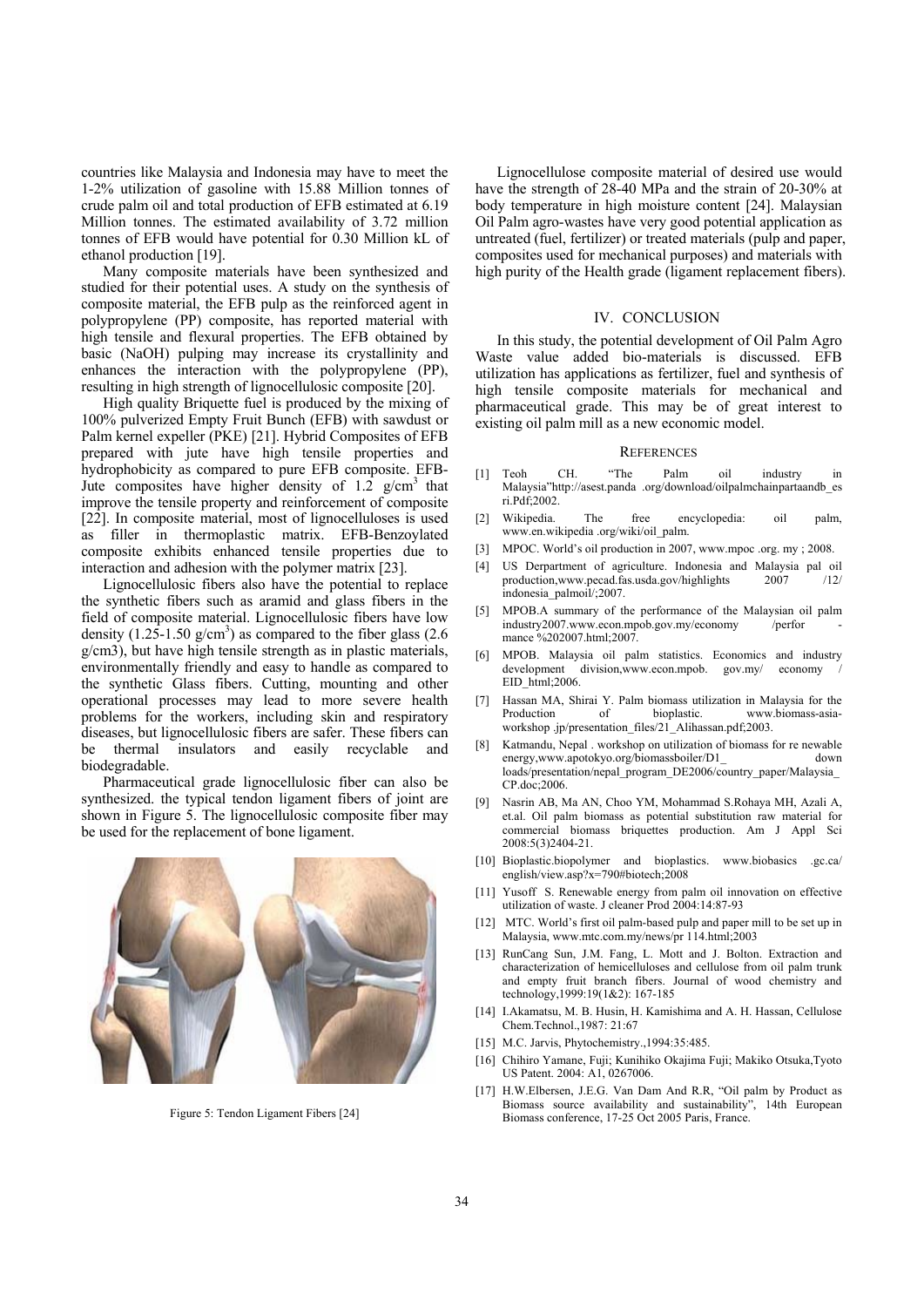countries like Malaysia and Indonesia may have to meet the 1-2% utilization of gasoline with 15.88 Million tonnes of crude palm oil and total production of EFB estimated at 6.19 Million tonnes. The estimated availability of 3.72 million tonnes of EFB would have potential for 0.30 Million kL of ethanol production [19].

Many composite materials have been synthesized and studied for their potential uses. A study on the synthesis of composite material, the EFB pulp as the reinforced agent in polypropylene (PP) composite, has reported material with high tensile and flexural properties. The EFB obtained by basic (NaOH) pulping may increase its crystallinity and enhances the interaction with the polypropylene (PP), resulting in high strength of lignocellulosic composite [20].

High quality Briquette fuel is produced by the mixing of 100% pulverized Empty Fruit Bunch (EFB) with sawdust or Palm kernel expeller (PKE) [21]. Hybrid Composites of EFB prepared with jute have high tensile properties and hydrophobicity as compared to pure EFB composite. EFB-Jute composites have higher density of 1.2 $g/cm^3$ that improve the tensile property and reinforcement of composite [22]. In composite material, most of lignocelluloses is used as filler in thermoplastic matrix. EFB-Benzoylated composite exhibits enhanced tensile properties due to interaction and adhesion with the polymer matrix [23].

Lignocellulosic fibers also have the potential to replace the synthetic fibers such as aramid and glass fibers in the field of composite material. Lignocellulosic fibers have low density (1.25-1.50 $g/cm^3$) as compared to the fiber glass (2.6 g/cm3), but have high tensile strength as in plastic materials, environmentally friendly and easy to handle as compared to the synthetic Glass fibers. Cutting, mounting and other operational processes may lead to more severe health problems for the workers, including skin and respiratory diseases, but lignocellulosic fibers are safer. These fibers can be thermal insulators and easily recyclable and biodegradable.

Pharmaceutical grade lignocellulosic fiber can also be synthesized. the typical tendon ligament fibers of joint are shown in Figure 5. The lignocellulosic composite fiber may be used for the replacement of bone ligament.

Figure 5: Tendon Ligament Fibers [24]

Lignocellulose composite material of desired use would have the strength of 28-40 MPa and the strain of 20-30% at body temperature in high moisture content [24]. Malaysian Oil Palm agro-wastes have very good potential application as untreated (fuel, fertilizer) or treated materials (pulp and paper, composites used for mechanical purposes) and materials with high purity of the Health grade (ligament replacement fibers).

## IV. CONCLUSION

In this study, the potential development of Oil Palm Agro Waste value added bio-materials is discussed. EFB utilization has applications as fertilizer, fuel and synthesis of high tensile composite materials for mechanical and pharmaceutical grade. This may be of great interest to existing oil palm mill as a new economic model.

## REFERENCES

[1] Teoh CH. "The Palm oil industry in Malaysia"http://asest.panda .org/download/oilpalmchainpartaandb_esri.Pdf;2002.

[2] Wikipedia. The free encyclopedia: oil palm, www.en.wikipedia .org/wiki/oil_palm.

[3] MPOC. World's oil production in 2007, www.mpoc .org. my ; 2008.

[4] US Derpartment of agriculture. Indonesia and Malaysia pal oil production,www.pecad.fas.usda.gov/highlights 2007 /12/ indonesia_palmoil/;2007.

[5] MPOB.A summary of the performance of the Malaysian oil palm industry2007.www.econ.mpob.gov.my/economy /perfor - mance %202007.html;2007.

[6] MPOB. Malaysia oil palm statistics. Economics and industry development division,www.econ.mpob. gov.my/ economy / EID_html;2006.

[7] Hassan MA, Shirai Y. Palm biomass utilization in Malaysia for the Production of bioplastic. www.biomass-asia-workshop .jp/presentation_files/21_Alihassan.pdf;2003.

[8] Katmandu, Nepal . workshop on utilization of biomass for re newable energy,www.apotokyo.org/biomassboiler/D1_ down loads/presentation/nepal_program_DE2006/country_paper/Malaysia_CP.doc;2006.

[9] Nasrin AB, Ma AN, Choo YM, Mohammad S.Rohaya MH, Azali A, et.al. Oil palm biomass as potential substitution raw material for commercial biomass briquettes production. Am J Appl Sci 2008:5(3)2404-21.

[10] Bioplastic.biopolymer and bioplastics. www.biobasics .gc.ca/ english/view.asp?x=790#biotech;2008

[11] Yusoff S. Renewable energy from palm oil innovation on effective utilization of waste. J cleaner Prod 2004:14:87-93

[12] MTC. World's first oil palm-based pulp and paper mill to be set up in Malaysia, www.mtc.com.my/news/pr 114.html;2003

[13] RunCang Sun, J.M. Fang, L. Mott and J. Bolton. Extraction and characterization of hemicelluloses and cellulose from oil palm trunk and empty fruit branch fibers. Journal of wood chemistry and technology,1999:19(1&2): 167-185

[14] I.Akamatsu, M. B. Husin, H. Kamishima and A. H. Hassan, Cellulose Chem.Technol.,1987: 21:67

[15] M.C. Jarvis, Phytochemistry.,1994:35:485.

[16] Chihiro Yamane, Fuji; Kunihiko Okajima Fuji; Makiko Otsuka,Tyoto US Patent. 2004: A1, 0267006.

[17] H.W.Elbersen, J.E.G. Van Dam And R.R, "Oil palm by Product as Biomass source availability and sustainability", 14th European Biomass conference, 17-25 Oct 2005 Paris, France.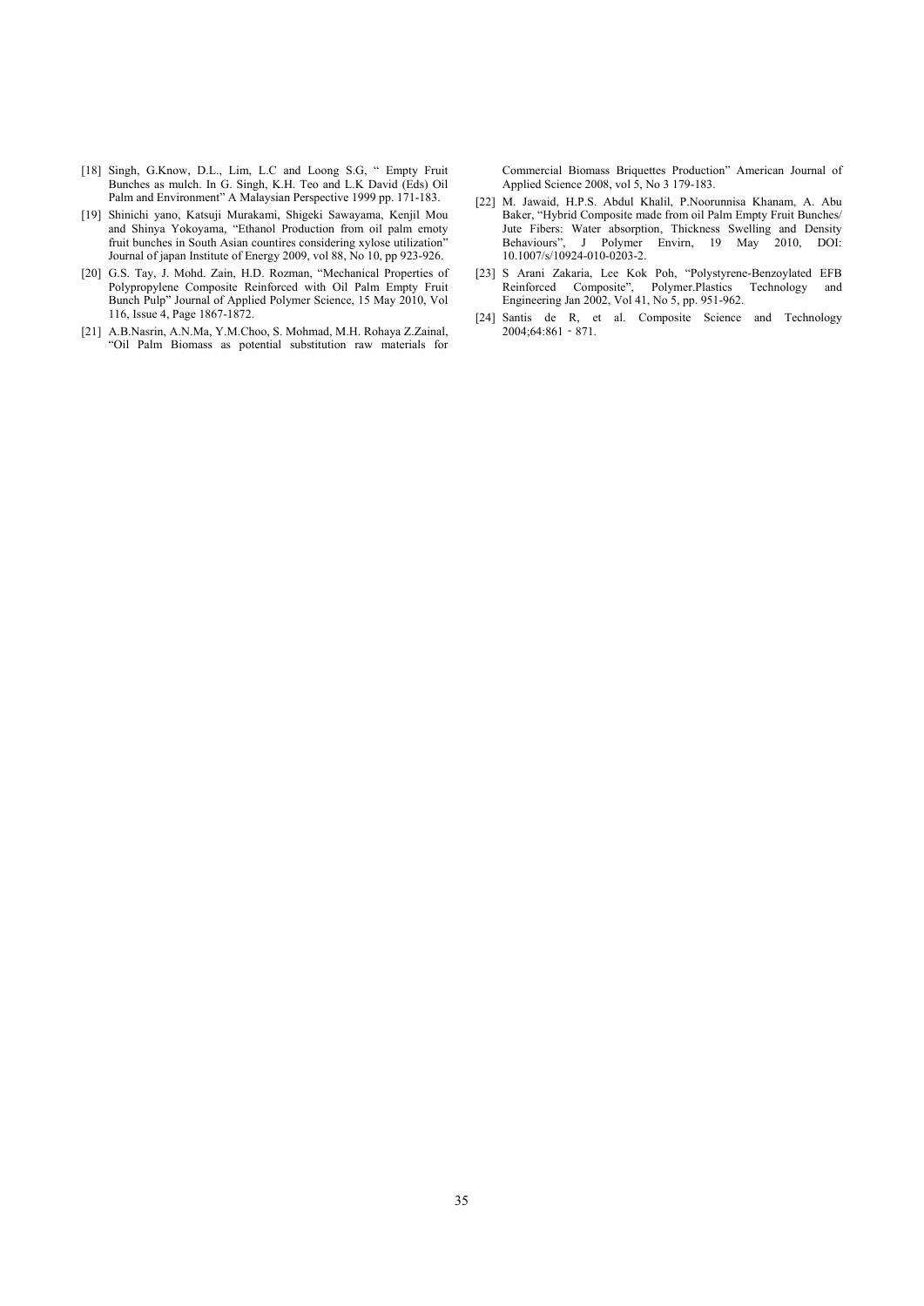[18] Singh, G.Know, D.L., Lim, L.C and Loong S.G, " Empty Fruit Bunches as mulch. In G. Singh, K.H. Teo and L.K David (Eds) Oil Palm and Environment" A Malaysian Perspective 1999 pp. 171-183.

[19] Shinichi yano, Katsuji Murakami, Shigeki Sawayama, Kenjil Mou and Shinya Yokoyama, "Ethanol Production from oil palm emoty fruit bunches in South Asian countires considering xylose utilization" Journal of japan Institute of Energy 2009, vol 88, No 10, pp 923-926.

[20] G.S. Tay, J. Mohd. Zain, H.D. Rozman, "Mechanical Properties of Polypropylene Composite Reinforced with Oil Palm Empty Fruit Bunch Pulp" Journal of Applied Polymer Science, 15 May 2010, Vol 116, Issue 4, Page 1867-1872.

[21] A.B.Nasrin, A.N.Ma, Y.M.Choo, S. Mohmad, M.H. Rohaya Z.Zainal, "Oil Palm Biomass as potential substitution raw materials for Commercial Biomass Briquettes Production" American Journal of Applied Science 2008, vol 5, No 3 179-183.

[22] M. Jawaid, H.P.S. Abdul Khalil, P.Noorunnisa Khanam, A. Abu Baker, "Hybrid Composite made from oil Palm Empty Fruit Bunches/ Jute Fibers: Water absorption, Thickness Swelling and Density Behaviours", J Polymer Envirn, 19 May 2010, DOI: 10.1007/s/10924-010-0203-2.

[23] S Arani Zakaria, Lee Kok Poh, "Polystyrene-Benzoylated EFB Reinforced Composite", Polymer.Plastics Technology and Engineering Jan 2002, Vol 41, No 5, pp. 951-962.

[24] Santis de R, et al. Composite Science and Technology 2004;64:861 - 871.